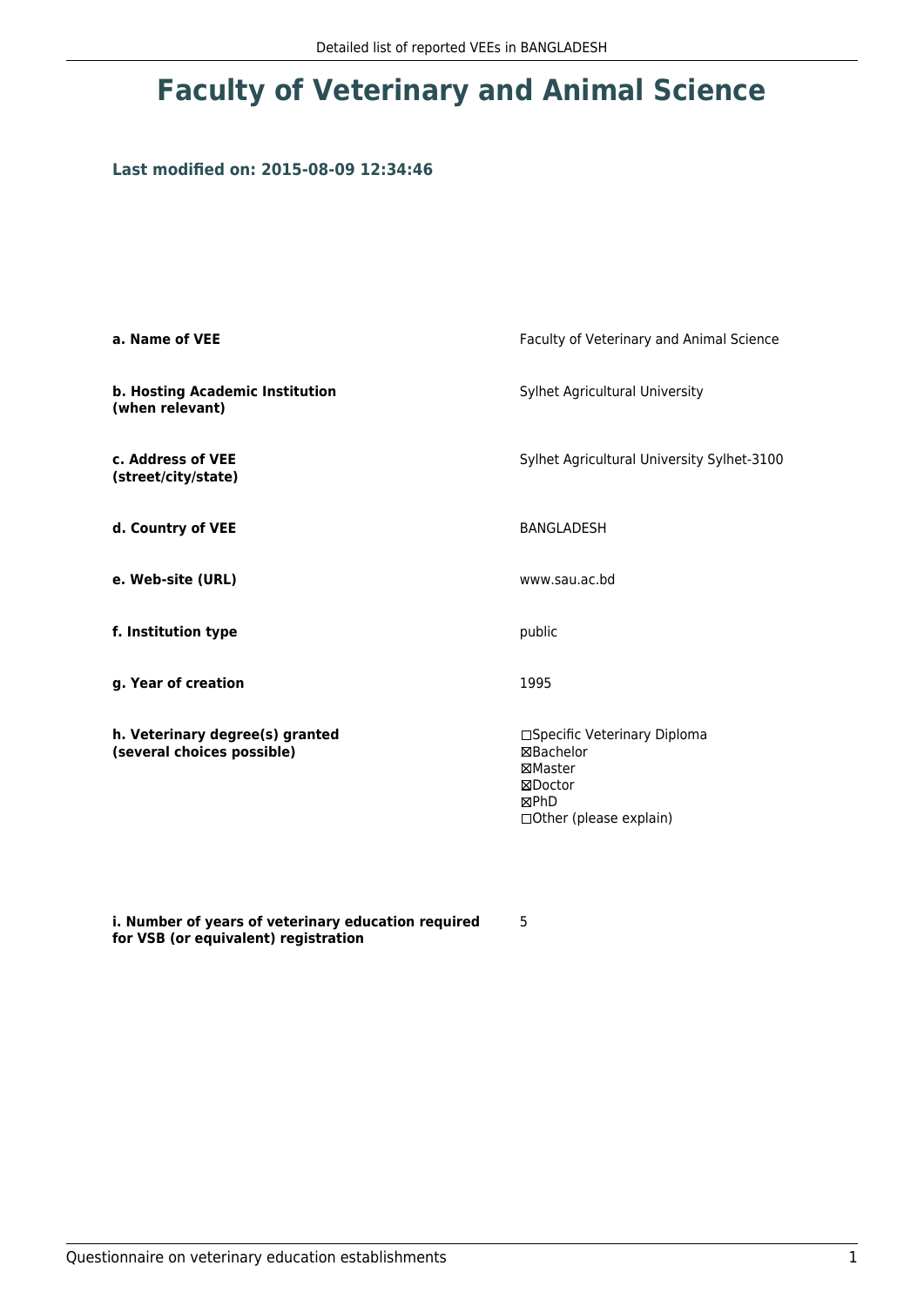# Faculty of Veterinary and Animal Science

### Last modified on: 2015-08-09 12:34:46

**a. Name of VEE**
Faculty of Veterinary and Animal Science

**b. Hosting Academic Institution (when relevant)**
Sylhet Agricultural University

**c. Address of VEE (street/city/state)**
Sylhet Agricultural University Sylhet-3100

**d. Country of VEE**
BANGLADESH

**e. Web-site (URL)**
www.sau.ac.bd

**f. Institution type**
public

**g. Year of creation**
1995

**h. Veterinary degree(s) granted (several choices possible)**
- ☐Specific Veterinary Diploma
- ☒Bachelor
- ☒Master
- ☒Doctor
- ☒PhD
- ☐Other (please explain)

**i. Number of years of veterinary education required for VSB (or equivalent) registration**
5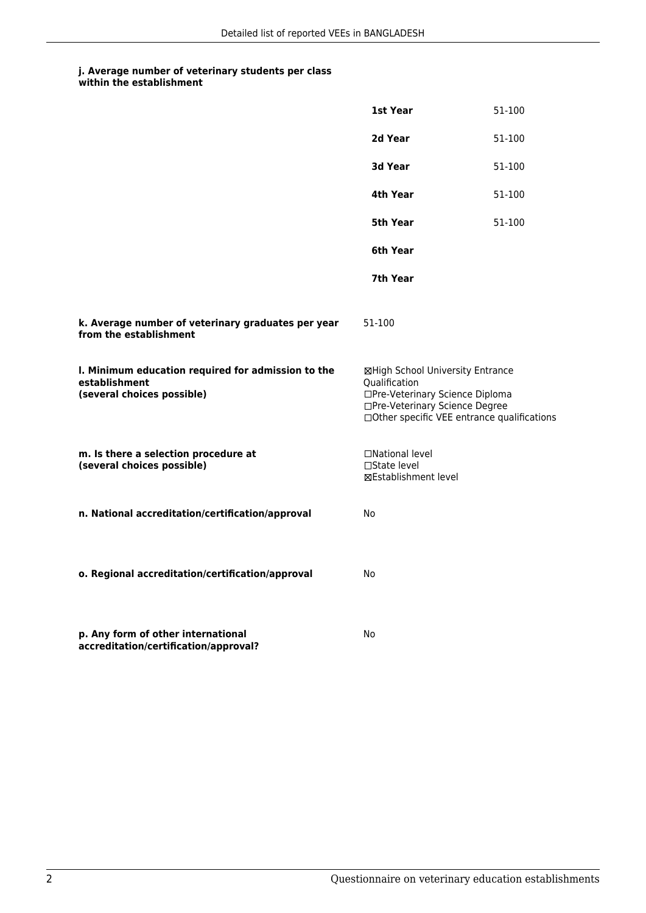**j. Average number of veterinary students per class within the establishment**

| | |
|---|---|
| **1st Year** | 51-100 |
| **2d Year** | 51-100 |
| **3d Year** | 51-100 |
| **4th Year** | 51-100 |
| **5th Year** | 51-100 |
| **6th Year** | |
| **7th Year** | |

**k. Average number of veterinary graduates per year from the establishment**

51-100

**l. Minimum education required for admission to the establishment (several choices possible)**

☒High School University Entrance Qualification
☐Pre-Veterinary Science Diploma
☐Pre-Veterinary Science Degree
☐Other specific VEE entrance qualifications

**m. Is there a selection procedure at (several choices possible)**

☐National level
☐State level
☒Establishment level

**n. National accreditation/certification/approval**

No

**o. Regional accreditation/certification/approval**

No

**p. Any form of other international accreditation/certification/approval?**

No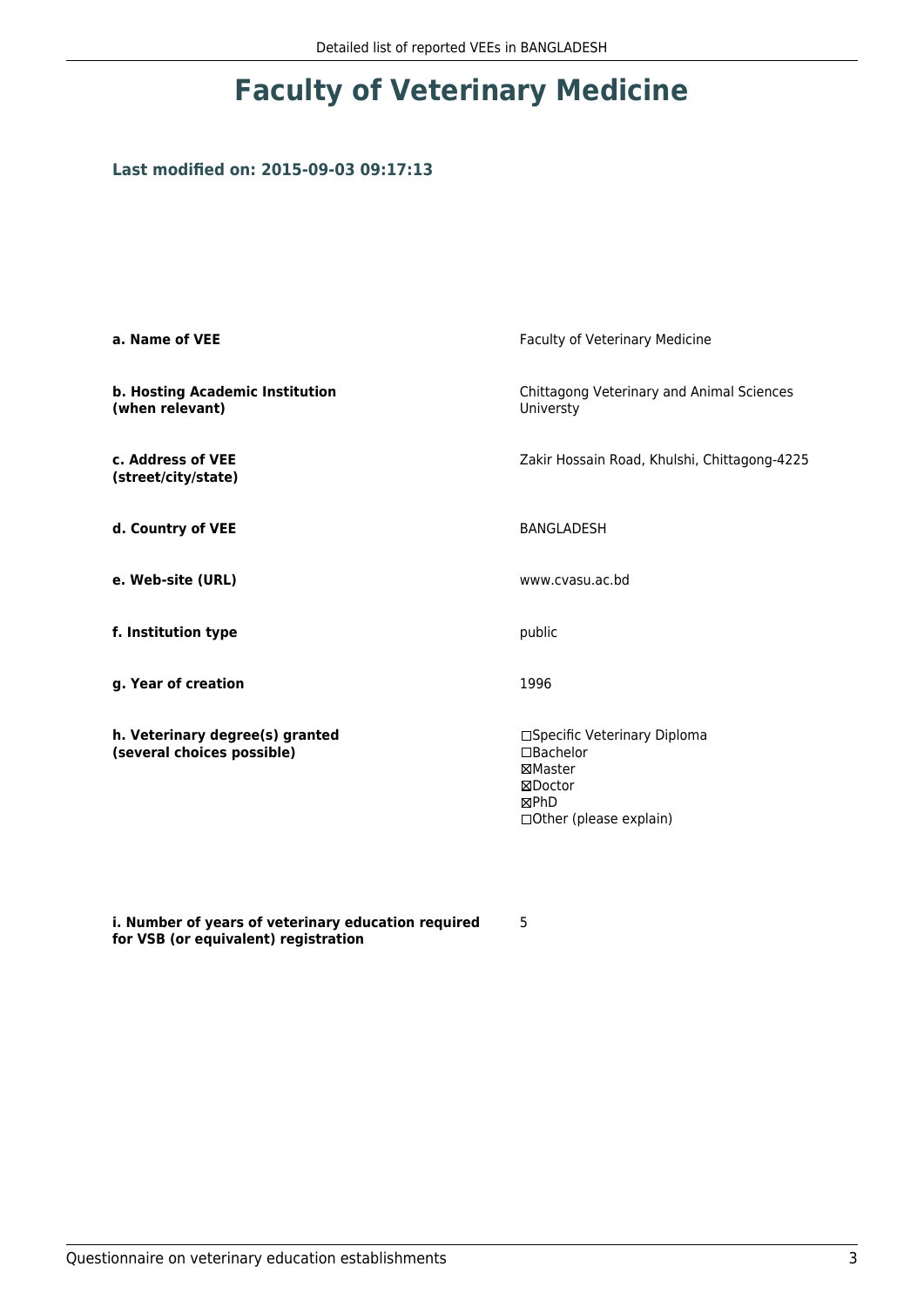# Faculty of Veterinary Medicine

### Last modified on: 2015-09-03 09:17:13

| | |
|---|---|
| **a. Name of VEE** | Faculty of Veterinary Medicine |
| **b. Hosting Academic Institution (when relevant)** | Chittagong Veterinary and Animal Sciences Universty |
| **c. Address of VEE (street/city/state)** | Zakir Hossain Road, Khulshi, Chittagong-4225 |
| **d. Country of VEE** | BANGLADESH |
| **e. Web-site (URL)** | www.cvasu.ac.bd |
| **f. Institution type** | public |
| **g. Year of creation** | 1996 |
| **h. Veterinary degree(s) granted (several choices possible)** | ☐Specific Veterinary Diploma<br>☐Bachelor<br>☒Master<br>☒Doctor<br>☒PhD<br>☐Other (please explain) |
| **i. Number of years of veterinary education required for VSB (or equivalent) registration** | 5 |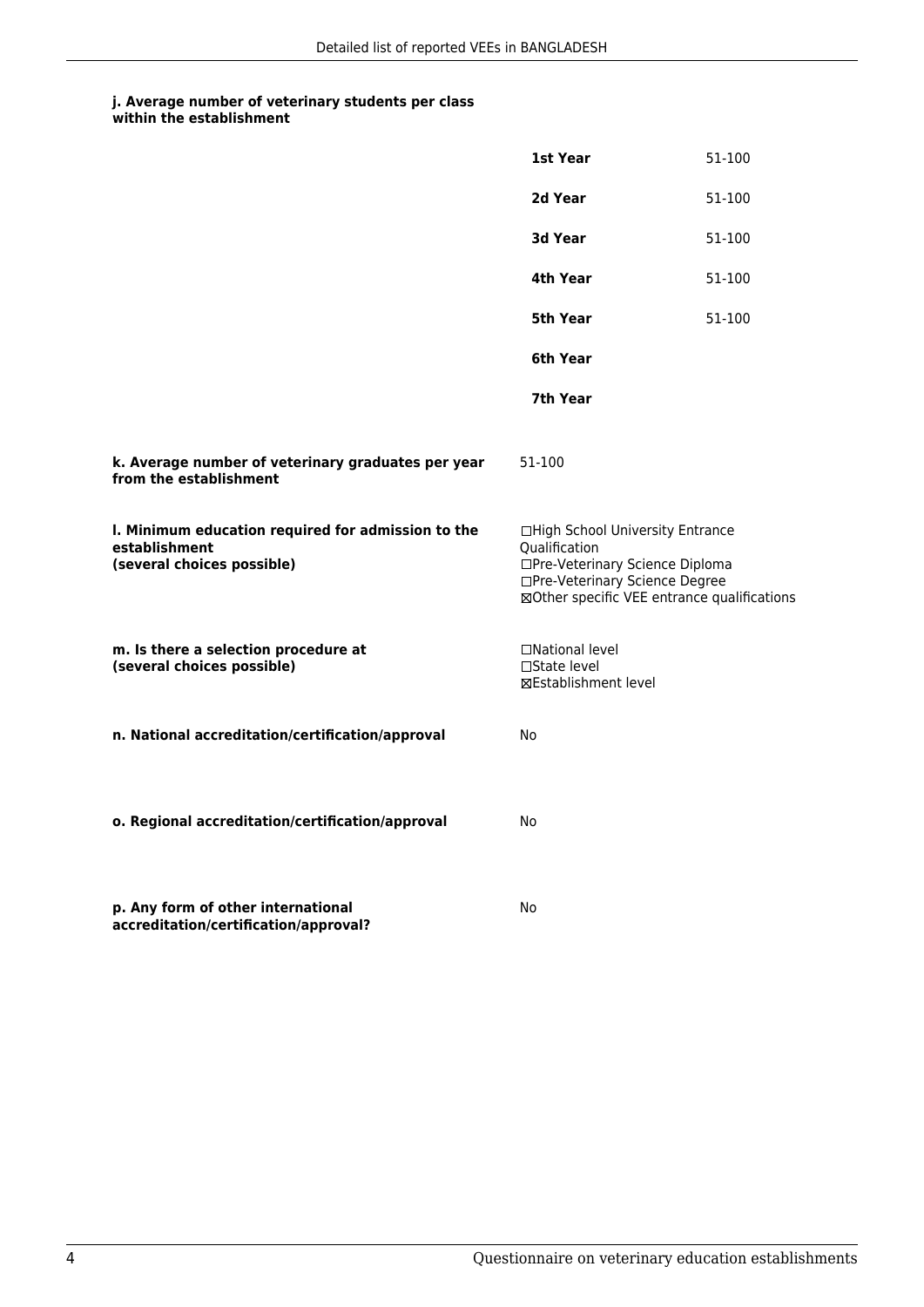**j. Average number of veterinary students per class within the establishment**

| | |
|---|---|
| **1st Year** | 51-100 |
| **2d Year** | 51-100 |
| **3d Year** | 51-100 |
| **4th Year** | 51-100 |
| **5th Year** | 51-100 |
| **6th Year** | |
| **7th Year** | |

**k. Average number of veterinary graduates per year from the establishment**

51-100

**l. Minimum education required for admission to the establishment (several choices possible)**

☐High School University Entrance Qualification
☐Pre-Veterinary Science Diploma
☐Pre-Veterinary Science Degree
☒Other specific VEE entrance qualifications

**m. Is there a selection procedure at (several choices possible)**

☐National level
☐State level
☒Establishment level

**n. National accreditation/certification/approval**

No

**o. Regional accreditation/certification/approval**

No

**p. Any form of other international accreditation/certification/approval?**

No